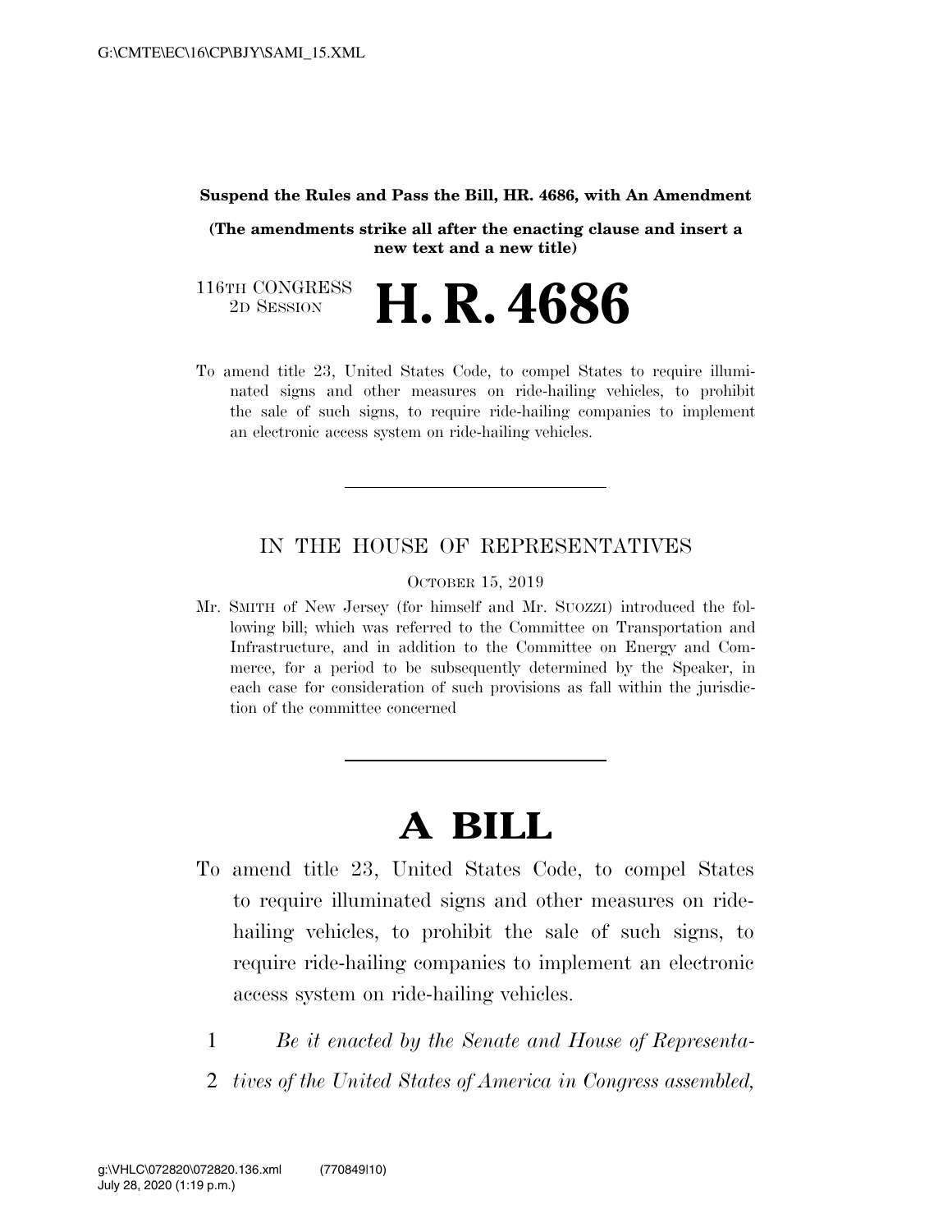**Suspend the Rules and Pass the Bill, HR. 4686, with An Amendment**

**(The amendments strike all after the enacting clause and insert a new text and a new title)**

116TH CONGRESS
2D SESSION

# H. R. 4686

To amend title 23, United States Code, to compel States to require illuminated signs and other measures on ride-hailing vehicles, to prohibit the sale of such signs, to require ride-hailing companies to implement an electronic access system on ride-hailing vehicles.

IN THE HOUSE OF REPRESENTATIVES

OCTOBER 15, 2019

Mr. SMITH of New Jersey (for himself and Mr. SUOZZI) introduced the following bill; which was referred to the Committee on Transportation and Infrastructure, and in addition to the Committee on Energy and Commerce, for a period to be subsequently determined by the Speaker, in each case for consideration of such provisions as fall within the jurisdiction of the committee concerned

# A BILL

To amend title 23, United States Code, to compel States to require illuminated signs and other measures on ride-hailing vehicles, to prohibit the sale of such signs, to require ride-hailing companies to implement an electronic access system on ride-hailing vehicles.

1 *Be it enacted by the Senate and House of Representa-*
2 *tives of the United States of America in Congress assembled,*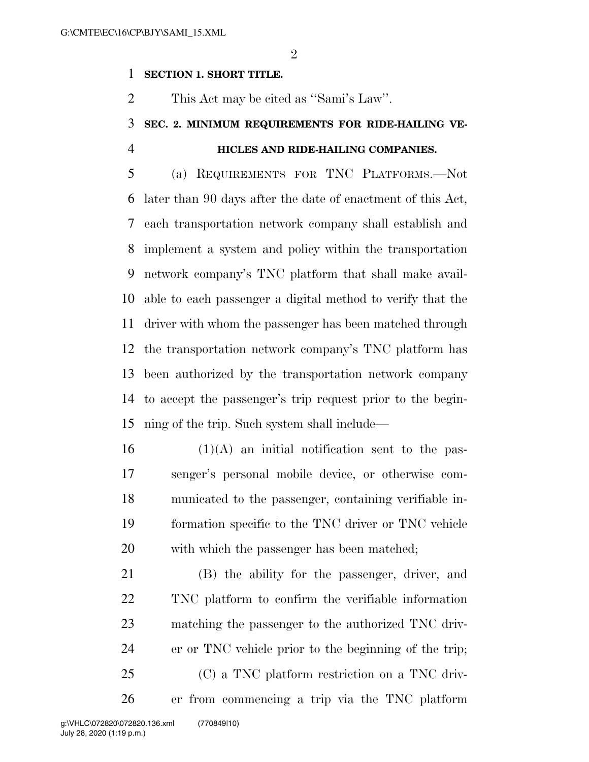**SECTION 1. SHORT TITLE.**

This Act may be cited as "Sami's Law".

**SEC. 2. MINIMUM REQUIREMENTS FOR RIDE-HAILING VEHICLES AND RIDE-HAILING COMPANIES.**

(a) REQUIREMENTS FOR TNC PLATFORMS.—Not later than 90 days after the date of enactment of this Act, each transportation network company shall establish and implement a system and policy within the transportation network company's TNC platform that shall make available to each passenger a digital method to verify that the driver with whom the passenger has been matched through the transportation network company's TNC platform has been authorized by the transportation network company to accept the passenger's trip request prior to the beginning of the trip. Such system shall include—

(1)(A) an initial notification sent to the passenger's personal mobile device, or otherwise communicated to the passenger, containing verifiable information specific to the TNC driver or TNC vehicle with which the passenger has been matched;

(B) the ability for the passenger, driver, and TNC platform to confirm the verifiable information matching the passenger to the authorized TNC driver or TNC vehicle prior to the beginning of the trip;

(C) a TNC platform restriction on a TNC driver from commencing a trip via the TNC platform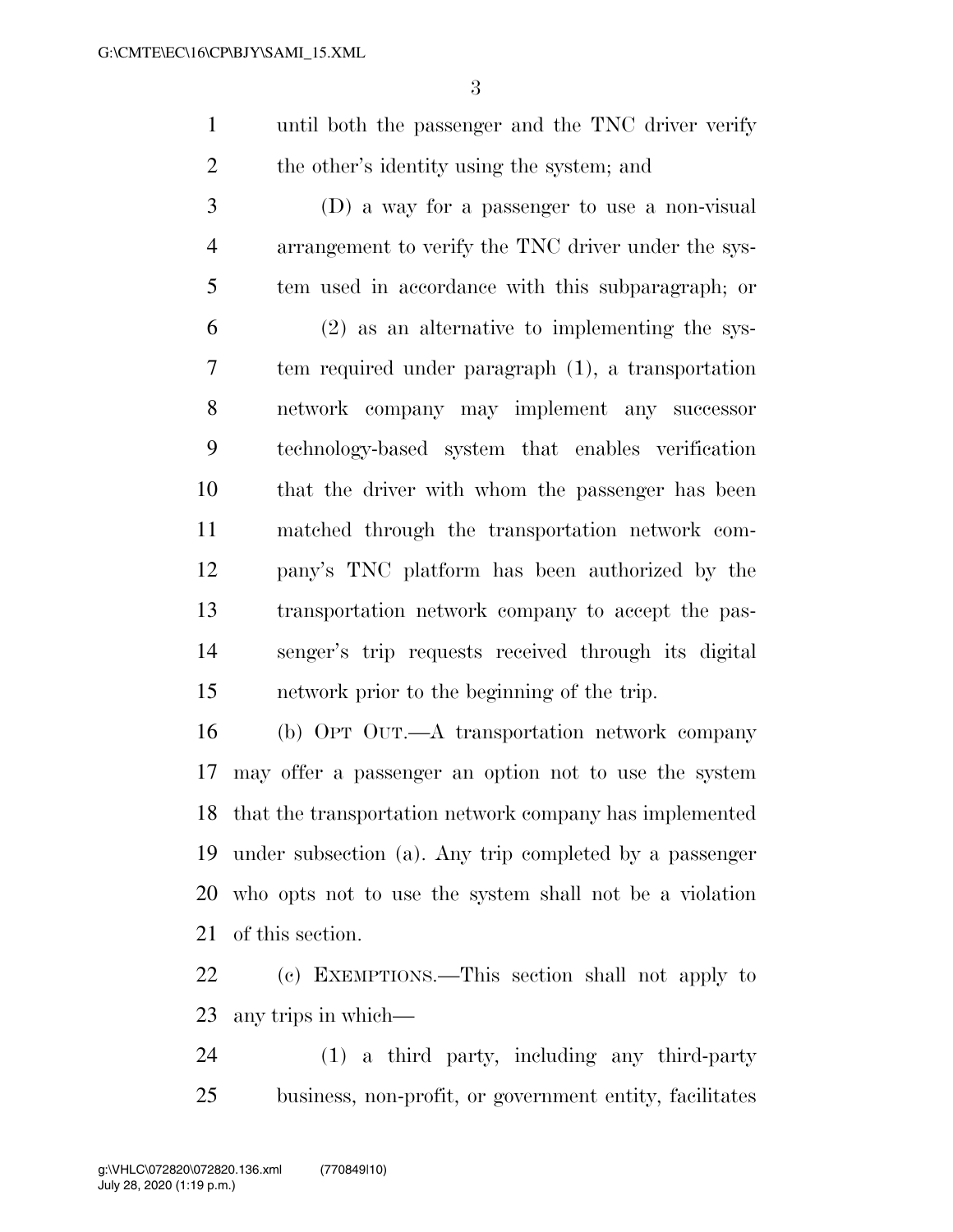until both the passenger and the TNC driver verify the other's identity using the system; and

(D) a way for a passenger to use a non-visual arrangement to verify the TNC driver under the system used in accordance with this subparagraph; or

(2) as an alternative to implementing the system required under paragraph (1), a transportation network company may implement any successor technology-based system that enables verification that the driver with whom the passenger has been matched through the transportation network company's TNC platform has been authorized by the transportation network company to accept the passenger's trip requests received through its digital network prior to the beginning of the trip.

(b) OPT OUT.—A transportation network company may offer a passenger an option not to use the system that the transportation network company has implemented under subsection (a). Any trip completed by a passenger who opts not to use the system shall not be a violation of this section.

(c) EXEMPTIONS.—This section shall not apply to any trips in which—

(1) a third party, including any third-party business, non-profit, or government entity, facilitates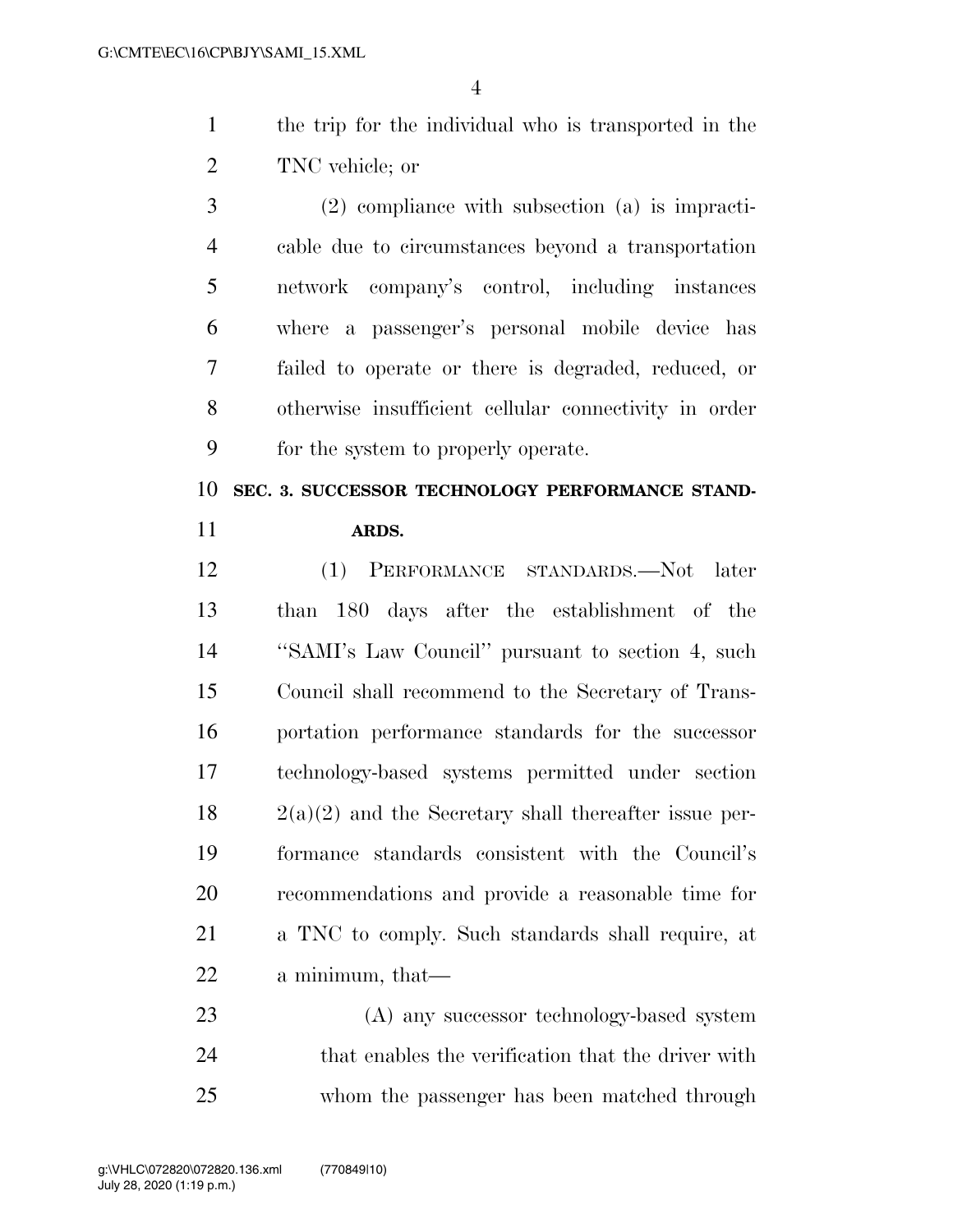the trip for the individual who is transported in the TNC vehicle; or

(2) compliance with subsection (a) is impracticable due to circumstances beyond a transportation network company's control, including instances where a passenger's personal mobile device has failed to operate or there is degraded, reduced, or otherwise insufficient cellular connectivity in order for the system to properly operate.

## SEC. 3. SUCCESSOR TECHNOLOGY PERFORMANCE STANDARDS.

(1) PERFORMANCE STANDARDS.—Not later than 180 days after the establishment of the ''SAMI's Law Council'' pursuant to section 4, such Council shall recommend to the Secretary of Transportation performance standards for the successor technology-based systems permitted under section 2(a)(2) and the Secretary shall thereafter issue performance standards consistent with the Council's recommendations and provide a reasonable time for a TNC to comply. Such standards shall require, at a minimum, that—

(A) any successor technology-based system that enables the verification that the driver with whom the passenger has been matched through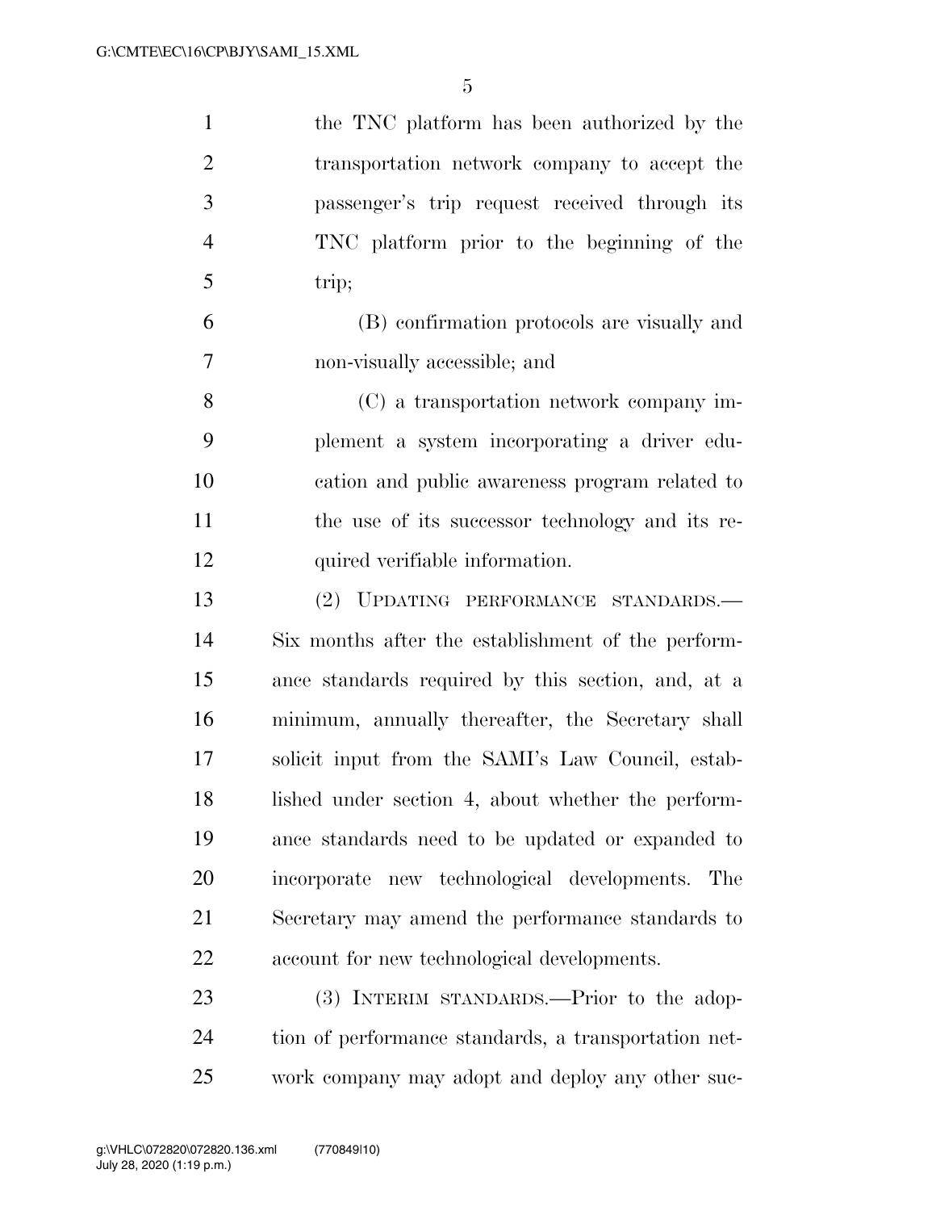the TNC platform has been authorized by the transportation network company to accept the passenger's trip request received through its TNC platform prior to the beginning of the trip;

(B) confirmation protocols are visually and non-visually accessible; and

(C) a transportation network company implement a system incorporating a driver education and public awareness program related to the use of its successor technology and its required verifiable information.

(2) UPDATING PERFORMANCE STANDARDS.—Six months after the establishment of the performance standards required by this section, and, at a minimum, annually thereafter, the Secretary shall solicit input from the SAMI's Law Council, established under section 4, about whether the performance standards need to be updated or expanded to incorporate new technological developments. The Secretary may amend the performance standards to account for new technological developments.

(3) INTERIM STANDARDS.—Prior to the adoption of performance standards, a transportation network company may adopt and deploy any other suc-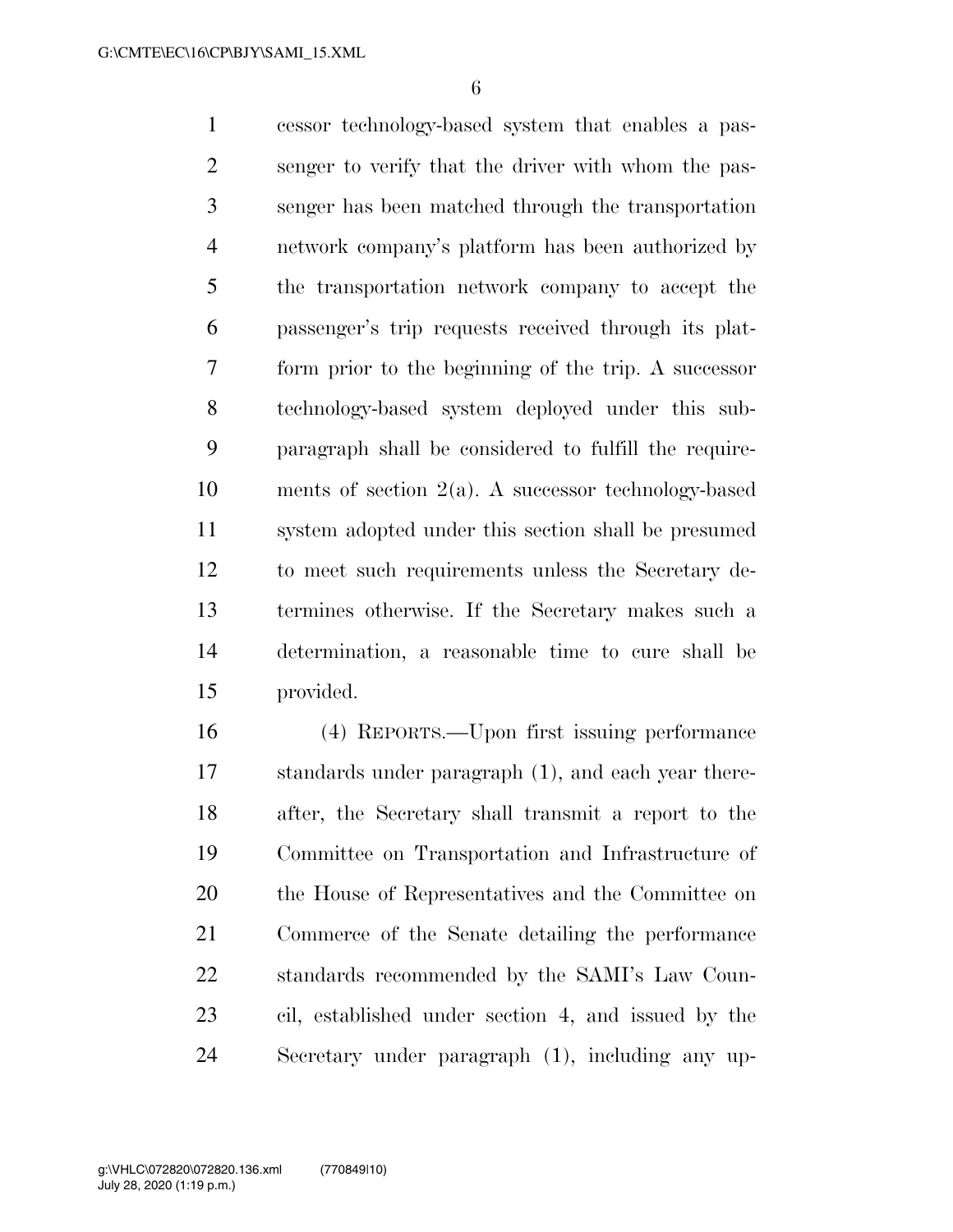cessor technology-based system that enables a passenger to verify that the driver with whom the passenger has been matched through the transportation network company's platform has been authorized by the transportation network company to accept the passenger's trip requests received through its platform prior to the beginning of the trip. A successor technology-based system deployed under this subparagraph shall be considered to fulfill the requirements of section 2(a). A successor technology-based system adopted under this section shall be presumed to meet such requirements unless the Secretary determines otherwise. If the Secretary makes such a determination, a reasonable time to cure shall be provided.

(4) REPORTS.—Upon first issuing performance standards under paragraph (1), and each year thereafter, the Secretary shall transmit a report to the Committee on Transportation and Infrastructure of the House of Representatives and the Committee on Commerce of the Senate detailing the performance standards recommended by the SAMI's Law Council, established under section 4, and issued by the Secretary under paragraph (1), including any up-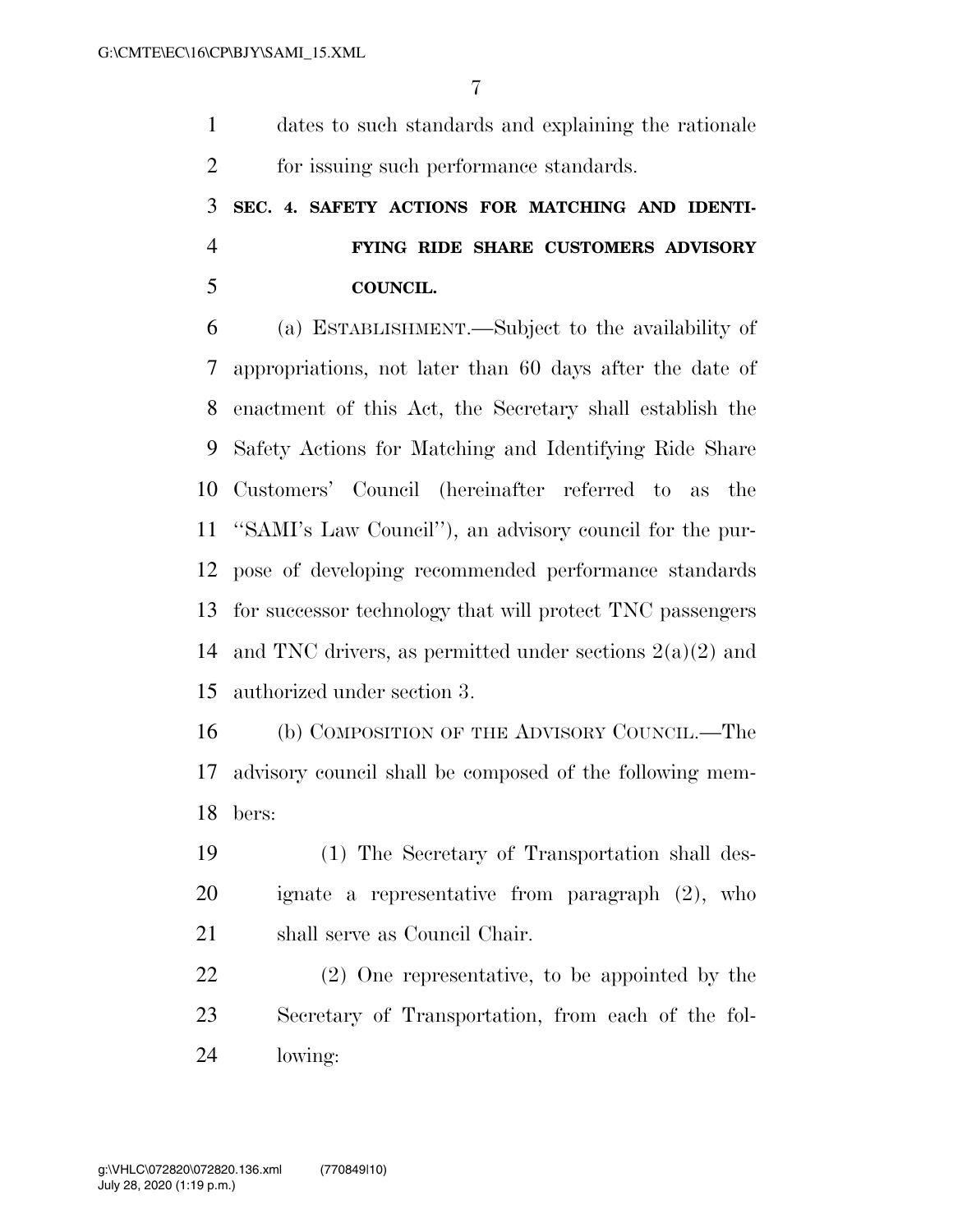dates to such standards and explaining the rationale for issuing such performance standards.

## SEC. 4. SAFETY ACTIONS FOR MATCHING AND IDENTIFYING RIDE SHARE CUSTOMERS ADVISORY COUNCIL.

(a) ESTABLISHMENT.—Subject to the availability of appropriations, not later than 60 days after the date of enactment of this Act, the Secretary shall establish the Safety Actions for Matching and Identifying Ride Share Customers' Council (hereinafter referred to as the "SAMI's Law Council"), an advisory council for the purpose of developing recommended performance standards for successor technology that will protect TNC passengers and TNC drivers, as permitted under sections 2(a)(2) and authorized under section 3.

(b) COMPOSITION OF THE ADVISORY COUNCIL.—The advisory council shall be composed of the following members:

(1) The Secretary of Transportation shall designate a representative from paragraph (2), who shall serve as Council Chair.

(2) One representative, to be appointed by the Secretary of Transportation, from each of the following: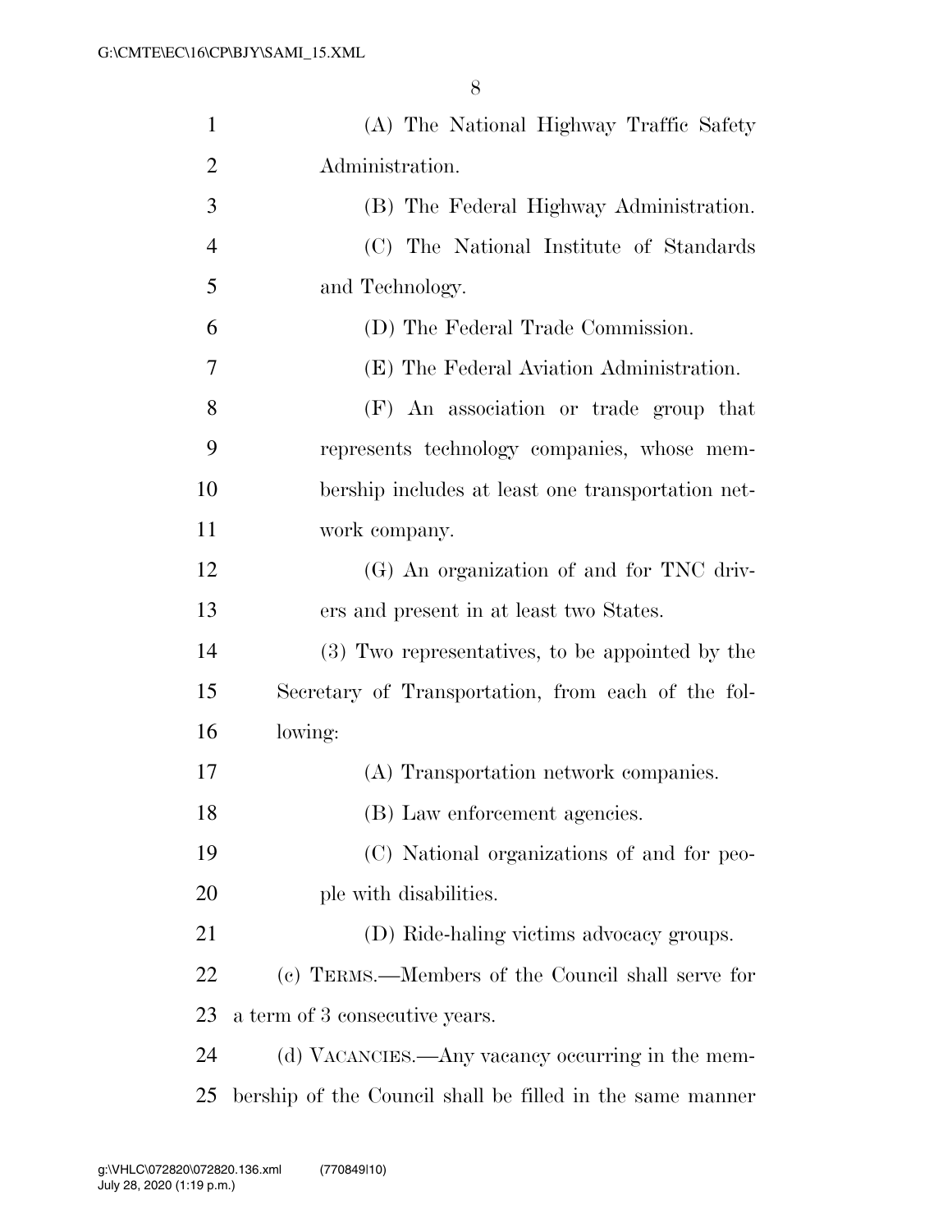(A) The National Highway Traffic Safety Administration.

(B) The Federal Highway Administration.

(C) The National Institute of Standards and Technology.

(D) The Federal Trade Commission.

(E) The Federal Aviation Administration.

(F) An association or trade group that represents technology companies, whose membership includes at least one transportation network company.

(G) An organization of and for TNC drivers and present in at least two States.

(3) Two representatives, to be appointed by the Secretary of Transportation, from each of the following:

(A) Transportation network companies.

(B) Law enforcement agencies.

(C) National organizations of and for people with disabilities.

(D) Ride-haling victims advocacy groups.

(c) TERMS.—Members of the Council shall serve for a term of 3 consecutive years.

(d) VACANCIES.—Any vacancy occurring in the membership of the Council shall be filled in the same manner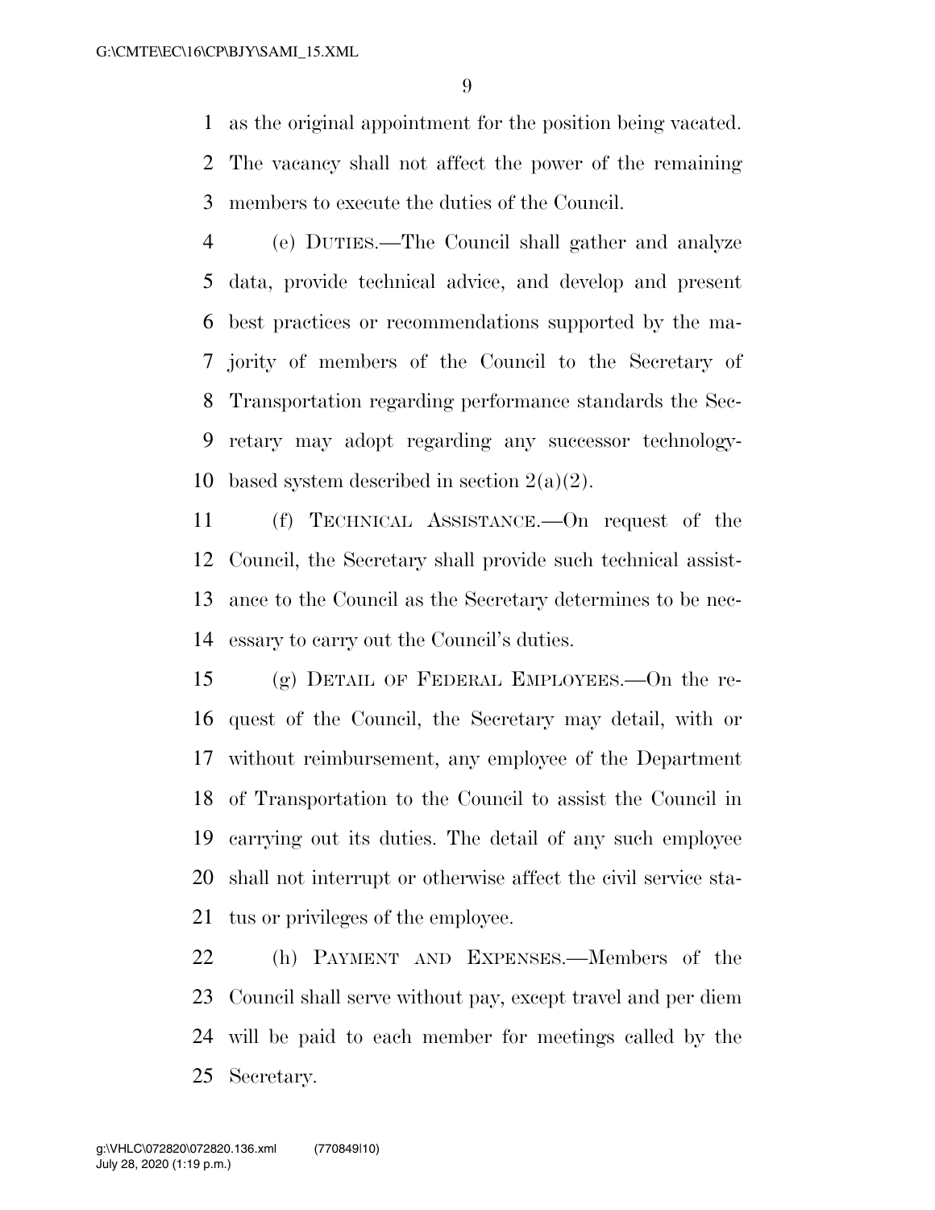as the original appointment for the position being vacated. The vacancy shall not affect the power of the remaining members to execute the duties of the Council.

(e) DUTIES.—The Council shall gather and analyze data, provide technical advice, and develop and present best practices or recommendations supported by the majority of members of the Council to the Secretary of Transportation regarding performance standards the Secretary may adopt regarding any successor technology-based system described in section 2(a)(2).

(f) TECHNICAL ASSISTANCE.—On request of the Council, the Secretary shall provide such technical assistance to the Council as the Secretary determines to be necessary to carry out the Council's duties.

(g) DETAIL OF FEDERAL EMPLOYEES.—On the request of the Council, the Secretary may detail, with or without reimbursement, any employee of the Department of Transportation to the Council to assist the Council in carrying out its duties. The detail of any such employee shall not interrupt or otherwise affect the civil service status or privileges of the employee.

(h) PAYMENT AND EXPENSES.—Members of the Council shall serve without pay, except travel and per diem will be paid to each member for meetings called by the Secretary.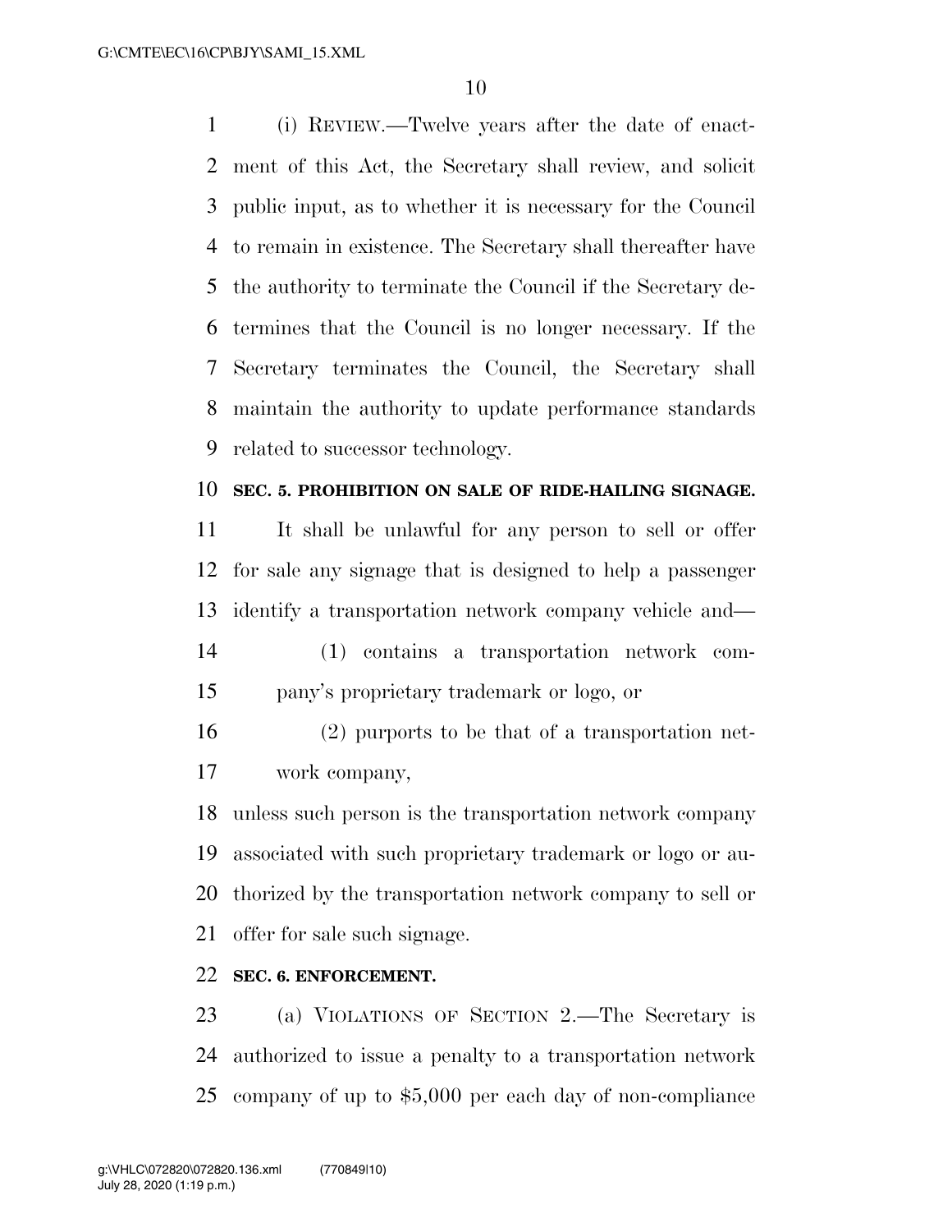(i) REVIEW.—Twelve years after the date of enactment of this Act, the Secretary shall review, and solicit public input, as to whether it is necessary for the Council to remain in existence. The Secretary shall thereafter have the authority to terminate the Council if the Secretary determines that the Council is no longer necessary. If the Secretary terminates the Council, the Secretary shall maintain the authority to update performance standards related to successor technology.

**SEC. 5. PROHIBITION ON SALE OF RIDE-HAILING SIGNAGE.**

It shall be unlawful for any person to sell or offer for sale any signage that is designed to help a passenger identify a transportation network company vehicle and—

(1) contains a transportation network company's proprietary trademark or logo, or

(2) purports to be that of a transportation network company,

unless such person is the transportation network company associated with such proprietary trademark or logo or authorized by the transportation network company to sell or offer for sale such signage.

**SEC. 6. ENFORCEMENT.**

(a) VIOLATIONS OF SECTION 2.—The Secretary is authorized to issue a penalty to a transportation network company of up to $5,000 per each day of non-compliance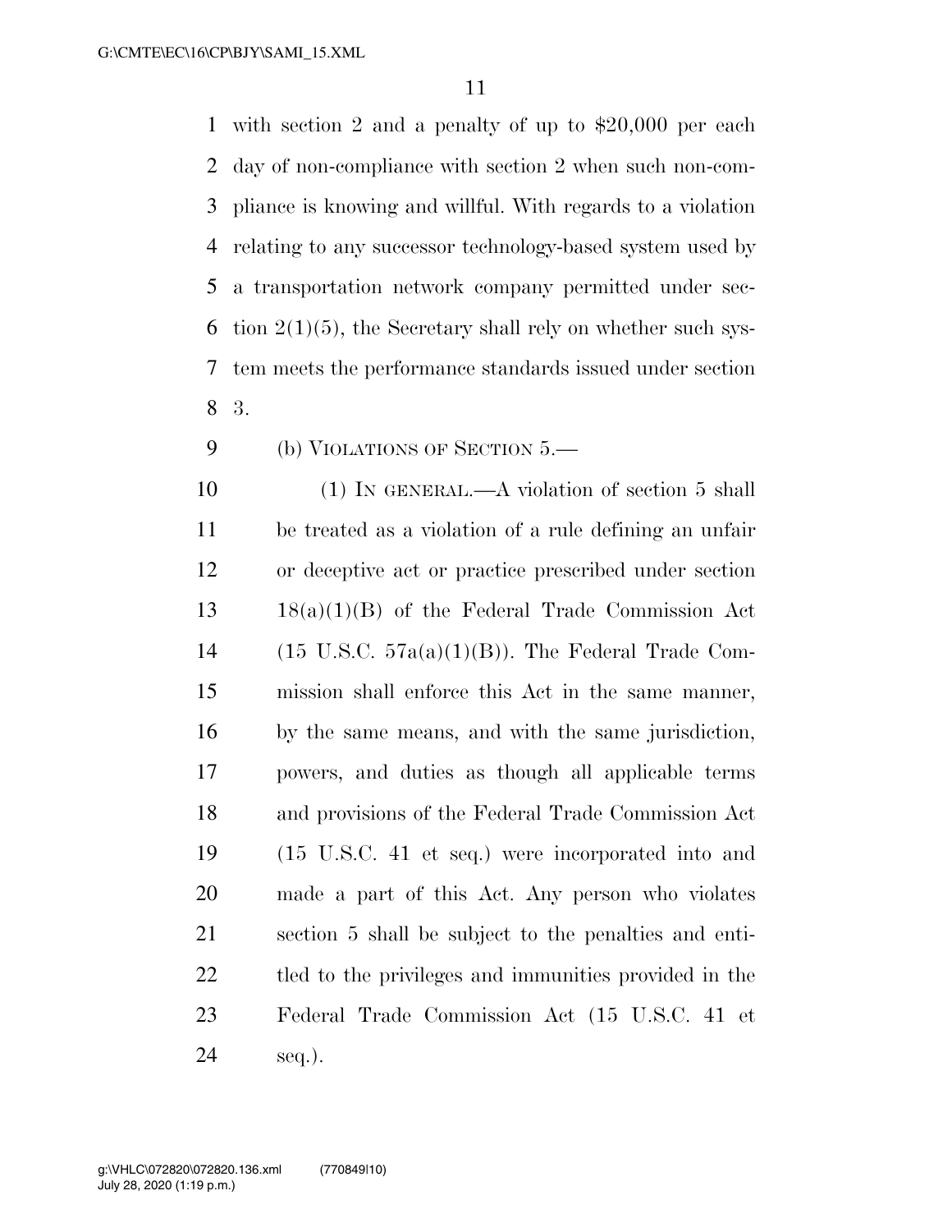with section 2 and a penalty of up to $20,000 per each day of non-compliance with section 2 when such non-compliance is knowing and willful. With regards to a violation relating to any successor technology-based system used by a transportation network company permitted under section 2(1)(5), the Secretary shall rely on whether such system meets the performance standards issued under section 3.

(b) VIOLATIONS OF SECTION 5.—

(1) IN GENERAL.—A violation of section 5 shall be treated as a violation of a rule defining an unfair or deceptive act or practice prescribed under section 18(a)(1)(B) of the Federal Trade Commission Act (15 U.S.C. 57a(a)(1)(B)). The Federal Trade Commission shall enforce this Act in the same manner, by the same means, and with the same jurisdiction, powers, and duties as though all applicable terms and provisions of the Federal Trade Commission Act (15 U.S.C. 41 et seq.) were incorporated into and made a part of this Act. Any person who violates section 5 shall be subject to the penalties and entitled to the privileges and immunities provided in the Federal Trade Commission Act (15 U.S.C. 41 et seq.).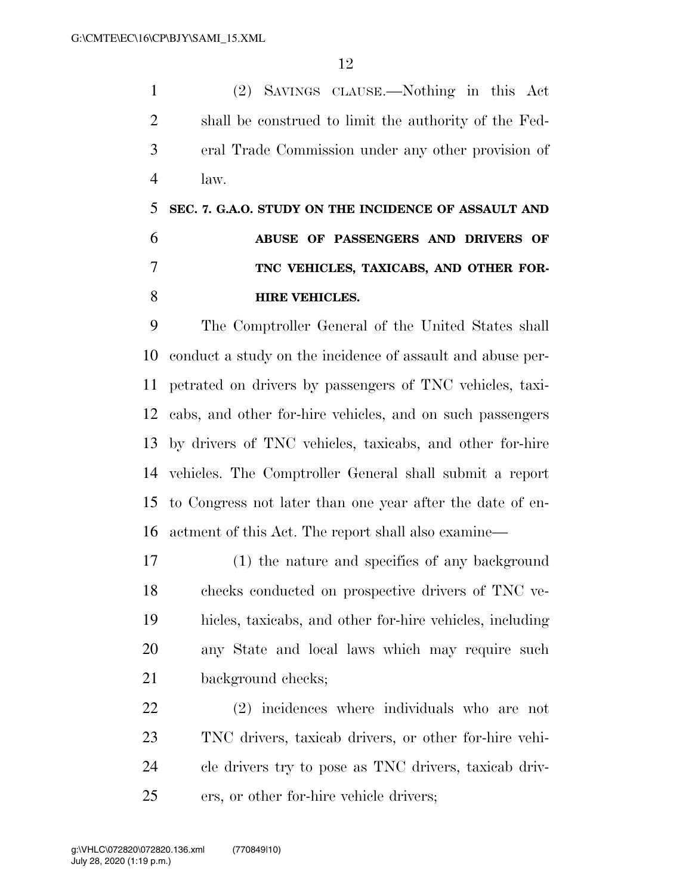(2) SAVINGS CLAUSE.—Nothing in this Act shall be construed to limit the authority of the Federal Trade Commission under any other provision of law.

**SEC. 7. G.A.O. STUDY ON THE INCIDENCE OF ASSAULT AND ABUSE OF PASSENGERS AND DRIVERS OF TNC VEHICLES, TAXICABS, AND OTHER FOR-HIRE VEHICLES.**

The Comptroller General of the United States shall conduct a study on the incidence of assault and abuse perpetrated on drivers by passengers of TNC vehicles, taxicabs, and other for-hire vehicles, and on such passengers by drivers of TNC vehicles, taxicabs, and other for-hire vehicles. The Comptroller General shall submit a report to Congress not later than one year after the date of enactment of this Act. The report shall also examine—

(1) the nature and specifics of any background checks conducted on prospective drivers of TNC vehicles, taxicabs, and other for-hire vehicles, including any State and local laws which may require such background checks;

(2) incidences where individuals who are not TNC drivers, taxicab drivers, or other for-hire vehicle drivers try to pose as TNC drivers, taxicab drivers, or other for-hire vehicle drivers;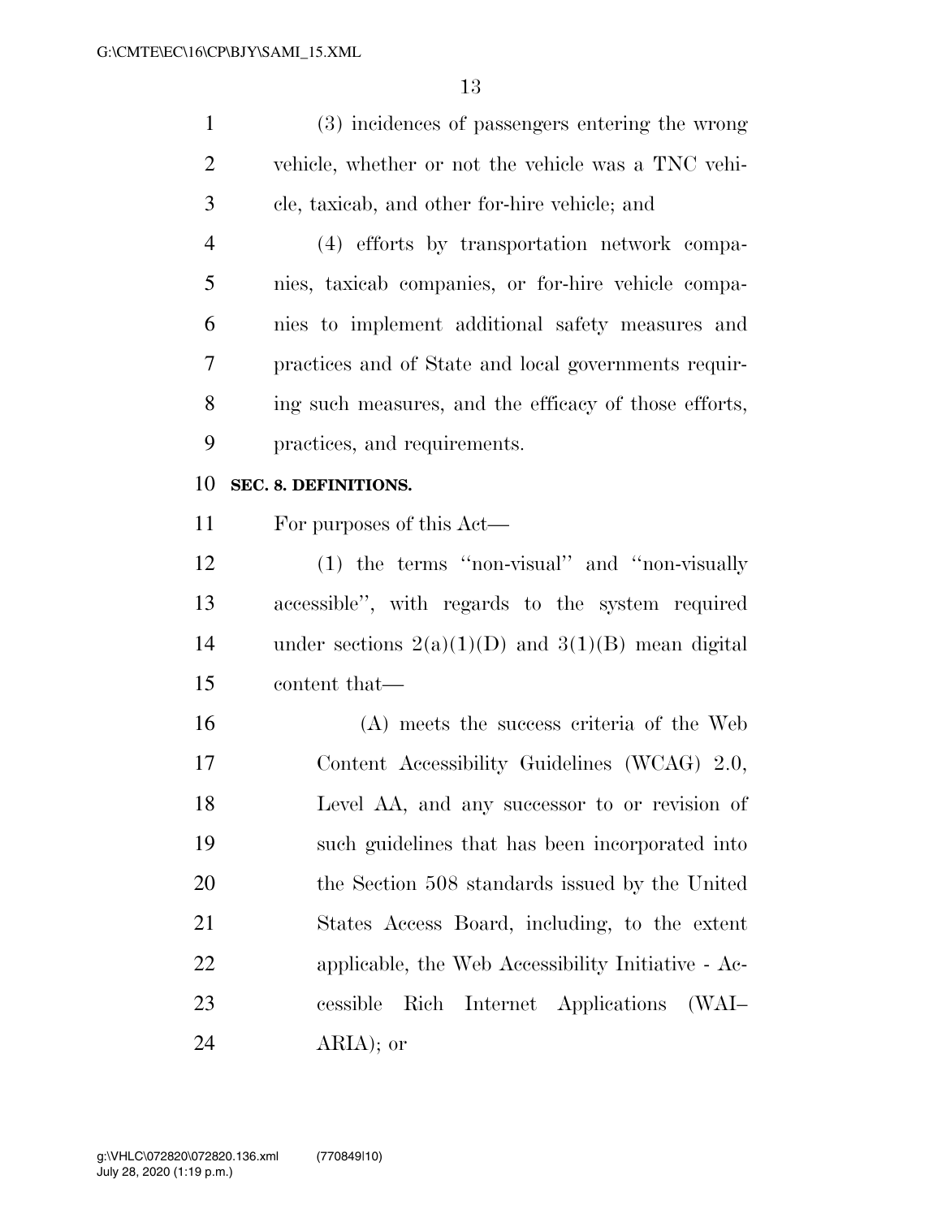(3) incidences of passengers entering the wrong vehicle, whether or not the vehicle was a TNC vehicle, taxicab, and other for-hire vehicle; and

(4) efforts by transportation network companies, taxicab companies, or for-hire vehicle companies to implement additional safety measures and practices and of State and local governments requiring such measures, and the efficacy of those efforts, practices, and requirements.

**SEC. 8. DEFINITIONS.**

For purposes of this Act—

(1) the terms ''non-visual'' and ''non-visually accessible'', with regards to the system required under sections 2(a)(1)(D) and 3(1)(B) mean digital content that—

(A) meets the success criteria of the Web Content Accessibility Guidelines (WCAG) 2.0, Level AA, and any successor to or revision of such guidelines that has been incorporated into the Section 508 standards issued by the United States Access Board, including, to the extent applicable, the Web Accessibility Initiative - Accessible Rich Internet Applications (WAI–ARIA); or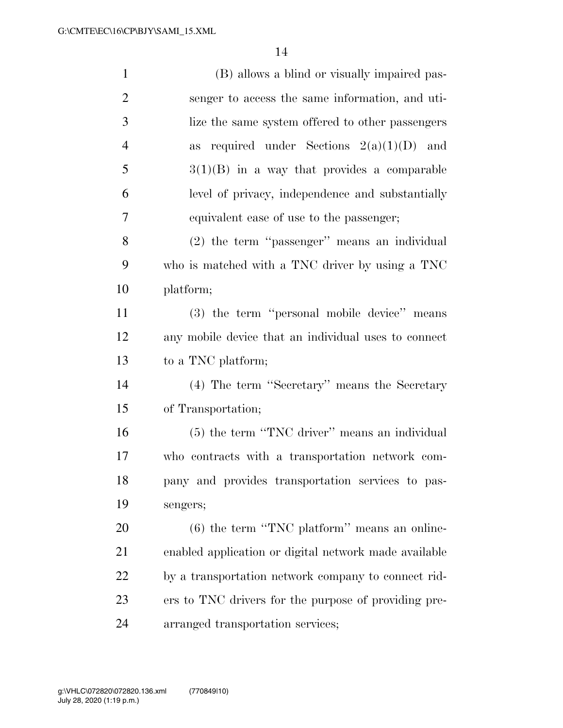(B) allows a blind or visually impaired passenger to access the same information, and utilize the same system offered to other passengers as required under Sections 2(a)(1)(D) and 3(1)(B) in a way that provides a comparable level of privacy, independence and substantially equivalent ease of use to the passenger;

(2) the term ''passenger'' means an individual who is matched with a TNC driver by using a TNC platform;

(3) the term ''personal mobile device'' means any mobile device that an individual uses to connect to a TNC platform;

(4) The term ''Secretary'' means the Secretary of Transportation;

(5) the term ''TNC driver'' means an individual who contracts with a transportation network company and provides transportation services to passengers;

(6) the term ''TNC platform'' means an online-enabled application or digital network made available by a transportation network company to connect riders to TNC drivers for the purpose of providing prearranged transportation services;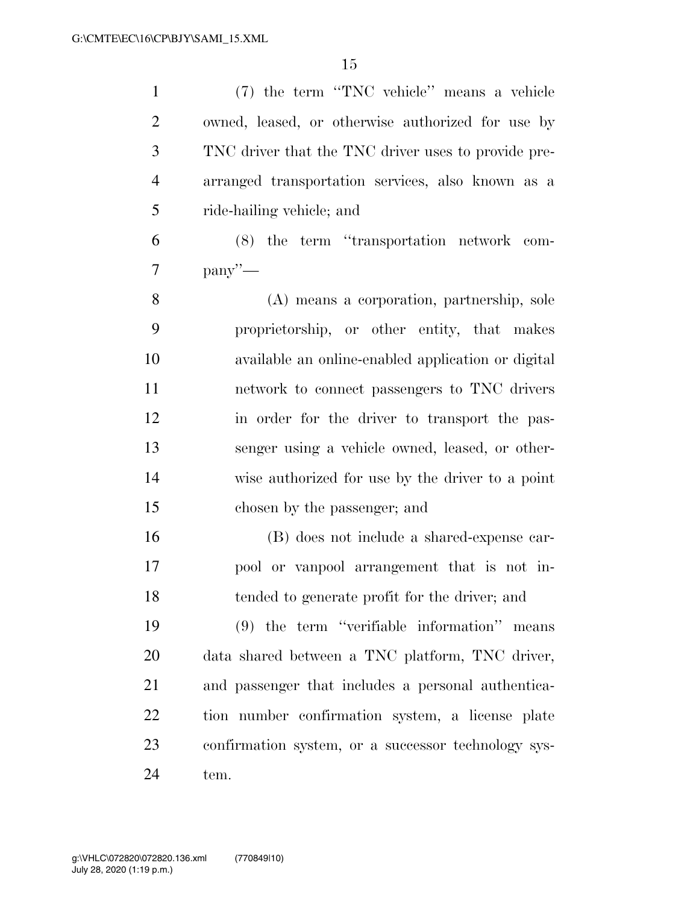(7) the term ''TNC vehicle'' means a vehicle owned, leased, or otherwise authorized for use by TNC driver that the TNC driver uses to provide pre-arranged transportation services, also known as a ride-hailing vehicle; and

(8) the term ''transportation network company''—

(A) means a corporation, partnership, sole proprietorship, or other entity, that makes available an online-enabled application or digital network to connect passengers to TNC drivers in order for the driver to transport the passenger using a vehicle owned, leased, or otherwise authorized for use by the driver to a point chosen by the passenger; and

(B) does not include a shared-expense carpool or vanpool arrangement that is not intended to generate profit for the driver; and

(9) the term ''verifiable information'' means data shared between a TNC platform, TNC driver, and passenger that includes a personal authentication number confirmation system, a license plate confirmation system, or a successor technology system.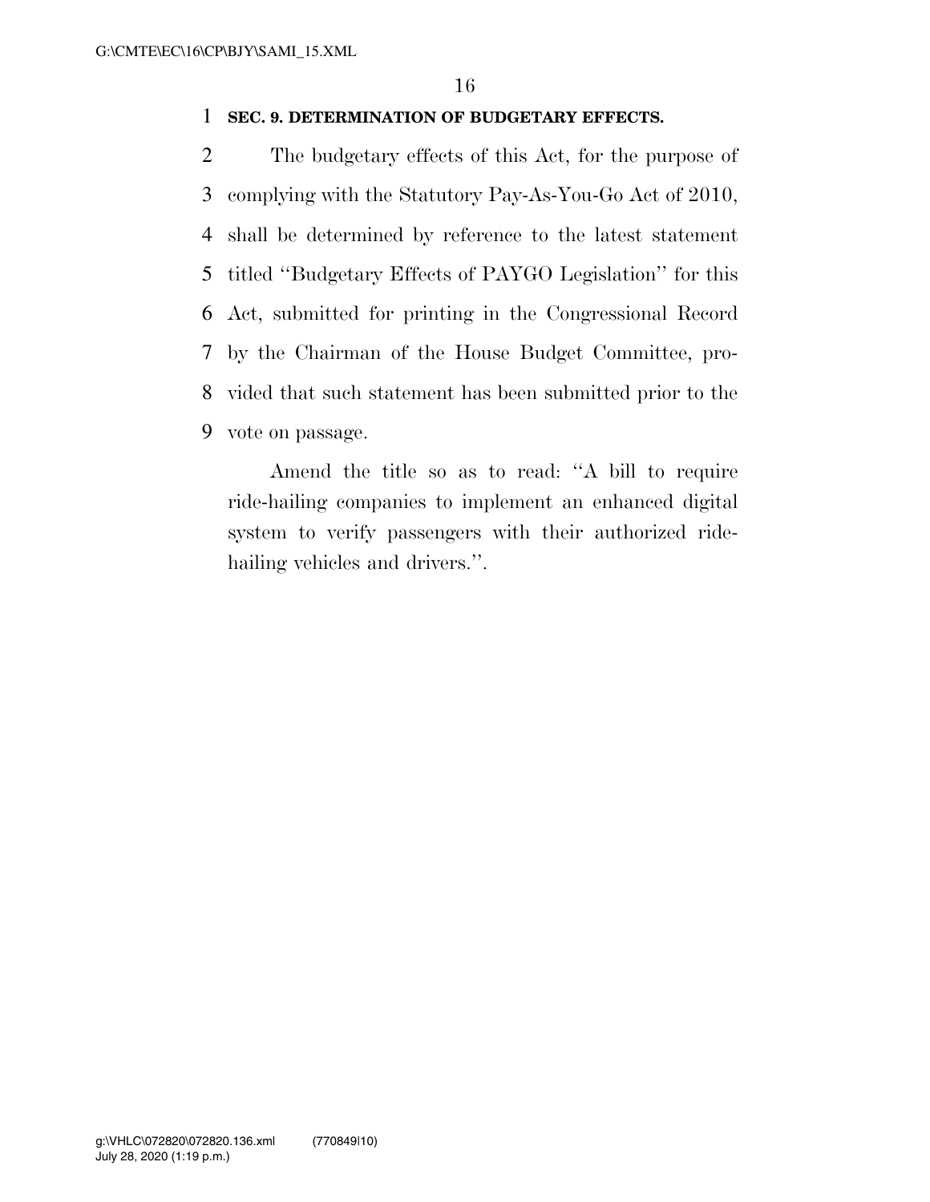**SEC. 9. DETERMINATION OF BUDGETARY EFFECTS.**

The budgetary effects of this Act, for the purpose of complying with the Statutory Pay-As-You-Go Act of 2010, shall be determined by reference to the latest statement titled ''Budgetary Effects of PAYGO Legislation'' for this Act, submitted for printing in the Congressional Record by the Chairman of the House Budget Committee, provided that such statement has been submitted prior to the vote on passage.

Amend the title so as to read: ''A bill to require ride-hailing companies to implement an enhanced digital system to verify passengers with their authorized ride-hailing vehicles and drivers.''.